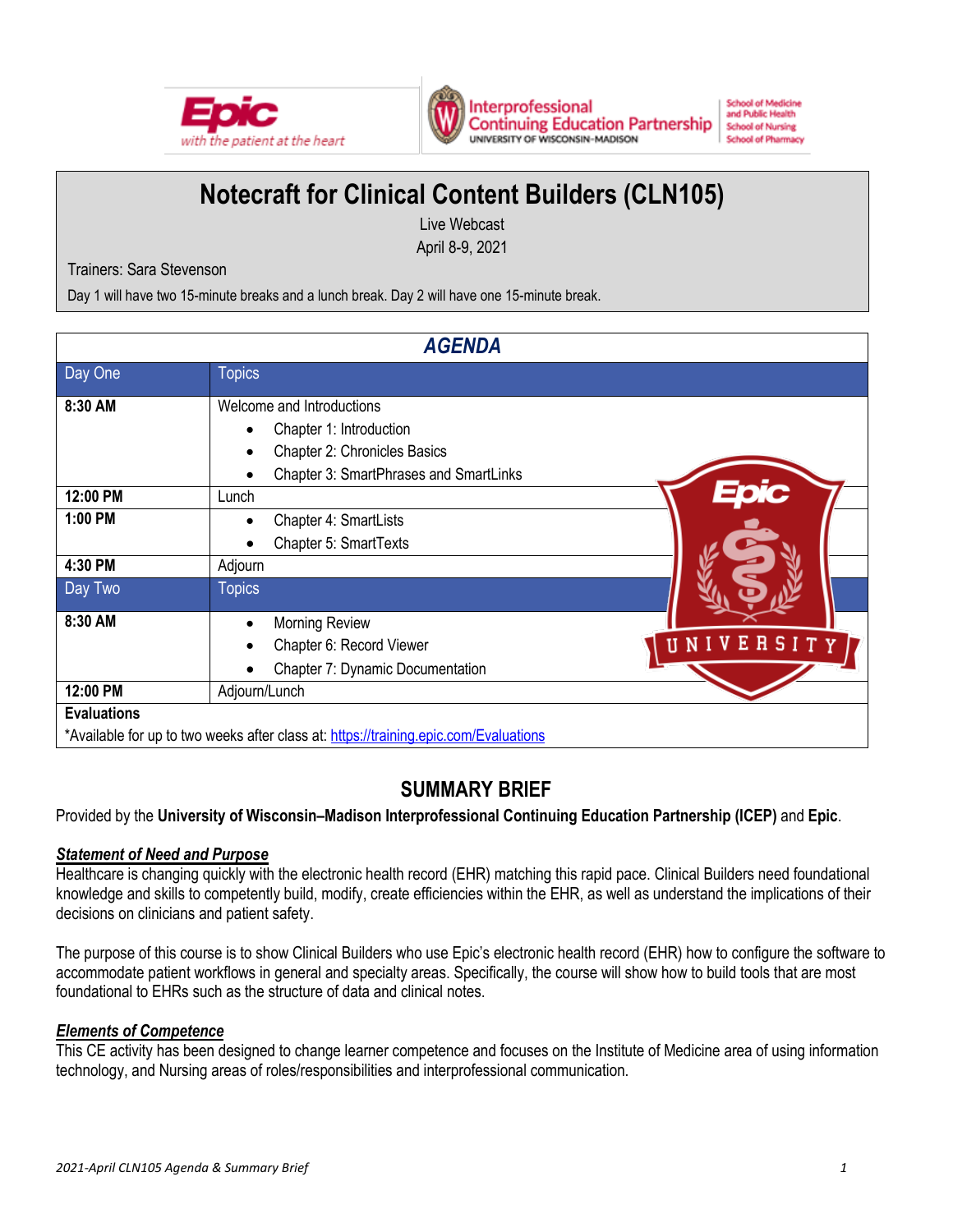# Notecraft for Clinical Content Builders (CLN105)

Live Webcast

April 8-9, 2021

Trainers: Sara Stevenson

Day 1 will have two 15-minute breaks and a lunch break. Day 2 will have one 15-minute break.

## AGENDA

| Day One | Topics |
|---|---|
| **8:30 AM** | Welcome and Introductions<br>• Chapter 1: Introduction<br>• Chapter 2: Chronicles Basics<br>• Chapter 3: SmartPhrases and SmartLinks |
| **12:00 PM** | Lunch |
| **1:00 PM** | • Chapter 4: SmartLists<br>• Chapter 5: SmartTexts |
| **4:30 PM** | Adjourn |
| **Day Two** | **Topics** |
| **8:30 AM** | • Morning Review<br>• Chapter 6: Record Viewer<br>• Chapter 7: Dynamic Documentation |
| **12:00 PM** | Adjourn/Lunch |
| **Evaluations** | |
| *Available for up to two weeks after class at: https://training.epic.com/Evaluations | |

## SUMMARY BRIEF

Provided by the **University of Wisconsin–Madison Interprofessional Continuing Education Partnership (ICEP)** and **Epic**.

### ***Statement of Need and Purpose***

Healthcare is changing quickly with the electronic health record (EHR) matching this rapid pace. Clinical Builders need foundational knowledge and skills to competently build, modify, create efficiencies within the EHR, as well as understand the implications of their decisions on clinicians and patient safety.

The purpose of this course is to show Clinical Builders who use Epic's electronic health record (EHR) how to configure the software to accommodate patient workflows in general and specialty areas. Specifically, the course will show how to build tools that are most foundational to EHRs such as the structure of data and clinical notes.

### ***Elements of Competence***

This CE activity has been designed to change learner competence and focuses on the Institute of Medicine area of using information technology, and Nursing areas of roles/responsibilities and interprofessional communication.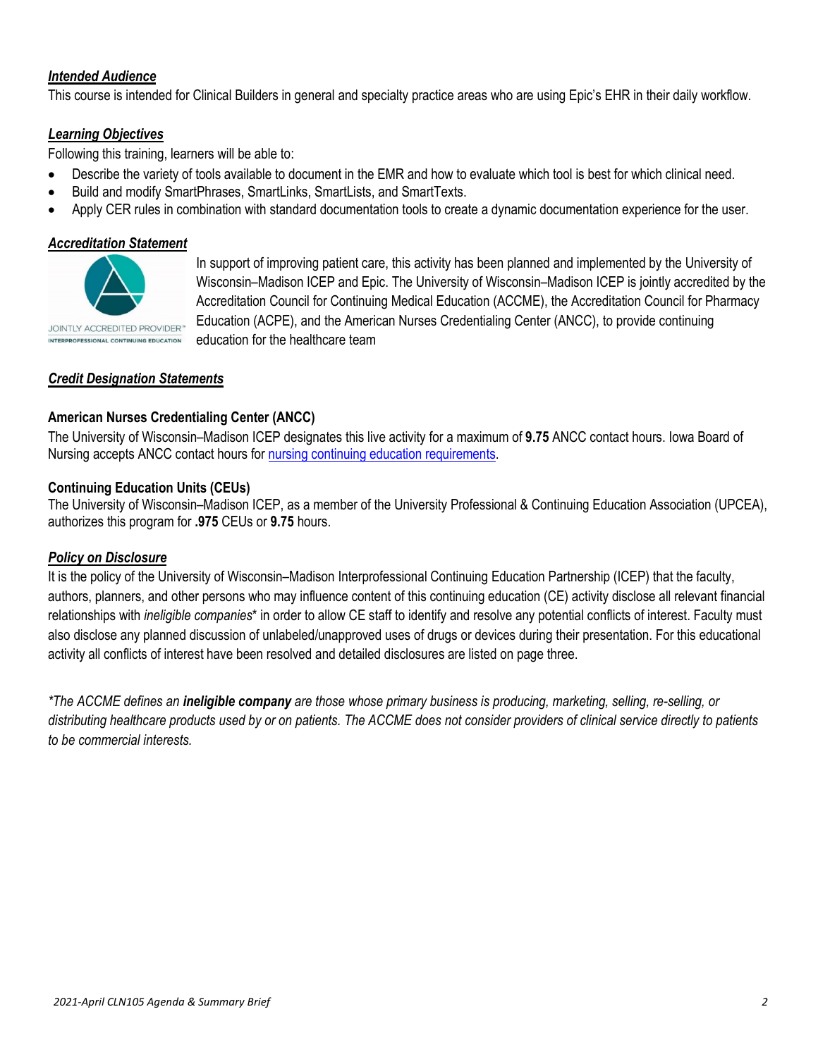### ***Intended Audience***

This course is intended for Clinical Builders in general and specialty practice areas who are using Epic's EHR in their daily workflow.

### ***Learning Objectives***

Following this training, learners will be able to:

- Describe the variety of tools available to document in the EMR and how to evaluate which tool is best for which clinical need.
- Build and modify SmartPhrases, SmartLinks, SmartLists, and SmartTexts.
- Apply CER rules in combination with standard documentation tools to create a dynamic documentation experience for the user.

### ***Accreditation Statement***

JOINTLY ACCREDITED PROVIDER™
INTERPROFESSIONAL CONTINUING EDUCATION

In support of improving patient care, this activity has been planned and implemented by the University of Wisconsin–Madison ICEP and Epic. The University of Wisconsin–Madison ICEP is jointly accredited by the Accreditation Council for Continuing Medical Education (ACCME), the Accreditation Council for Pharmacy Education (ACPE), and the American Nurses Credentialing Center (ANCC), to provide continuing education for the healthcare team

### ***Credit Designation Statements***

**American Nurses Credentialing Center (ANCC)**

The University of Wisconsin–Madison ICEP designates this live activity for a maximum of **9.75** ANCC contact hours. Iowa Board of Nursing accepts ANCC contact hours for nursing continuing education requirements.

**Continuing Education Units (CEUs)**

The University of Wisconsin–Madison ICEP, as a member of the University Professional & Continuing Education Association (UPCEA), authorizes this program for **.975** CEUs or **9.75** hours.

### ***Policy on Disclosure***

It is the policy of the University of Wisconsin–Madison Interprofessional Continuing Education Partnership (ICEP) that the faculty, authors, planners, and other persons who may influence content of this continuing education (CE) activity disclose all relevant financial relationships with *ineligible companies** in order to allow CE staff to identify and resolve any potential conflicts of interest. Faculty must also disclose any planned discussion of unlabeled/unapproved uses of drugs or devices during their presentation. For this educational activity all conflicts of interest have been resolved and detailed disclosures are listed on page three.

*\*The ACCME defines an **ineligible company** are those whose primary business is producing, marketing, selling, re-selling, or distributing healthcare products used by or on patients. The ACCME does not consider providers of clinical service directly to patients to be commercial interests.*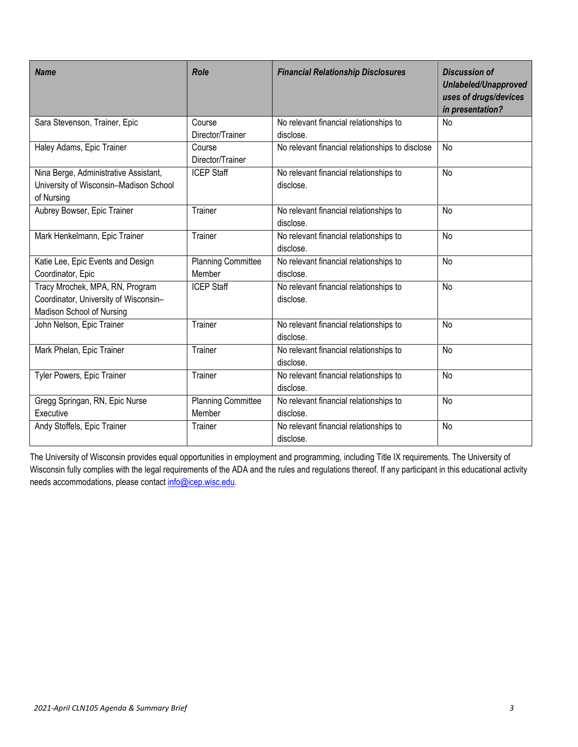| ***Name*** | ***Role*** | ***Financial Relationship Disclosures*** | ***Discussion of Unlabeled/Unapproved uses of drugs/devices in presentation?*** |
|---|---|---|---|
| Sara Stevenson, Trainer, Epic | Course Director/Trainer | No relevant financial relationships to disclose. | No |
| Haley Adams, Epic Trainer | Course Director/Trainer | No relevant financial relationships to disclose | No |
| Nina Berge, Administrative Assistant, University of Wisconsin–Madison School of Nursing | ICEP Staff | No relevant financial relationships to disclose. | No |
| Aubrey Bowser, Epic Trainer | Trainer | No relevant financial relationships to disclose. | No |
| Mark Henkelmann, Epic Trainer | Trainer | No relevant financial relationships to disclose. | No |
| Katie Lee, Epic Events and Design Coordinator, Epic | Planning Committee Member | No relevant financial relationships to disclose. | No |
| Tracy Mrochek, MPA, RN, Program Coordinator, University of Wisconsin–Madison School of Nursing | ICEP Staff | No relevant financial relationships to disclose. | No |
| John Nelson, Epic Trainer | Trainer | No relevant financial relationships to disclose. | No |
| Mark Phelan, Epic Trainer | Trainer | No relevant financial relationships to disclose. | No |
| Tyler Powers, Epic Trainer | Trainer | No relevant financial relationships to disclose. | No |
| Gregg Springan, RN, Epic Nurse Executive | Planning Committee Member | No relevant financial relationships to disclose. | No |
| Andy Stoffels, Epic Trainer | Trainer | No relevant financial relationships to disclose. | No |

The University of Wisconsin provides equal opportunities in employment and programming, including Title IX requirements. The University of Wisconsin fully complies with the legal requirements of the ADA and the rules and regulations thereof. If any participant in this educational activity needs accommodations, please contact info@icep.wisc.edu.